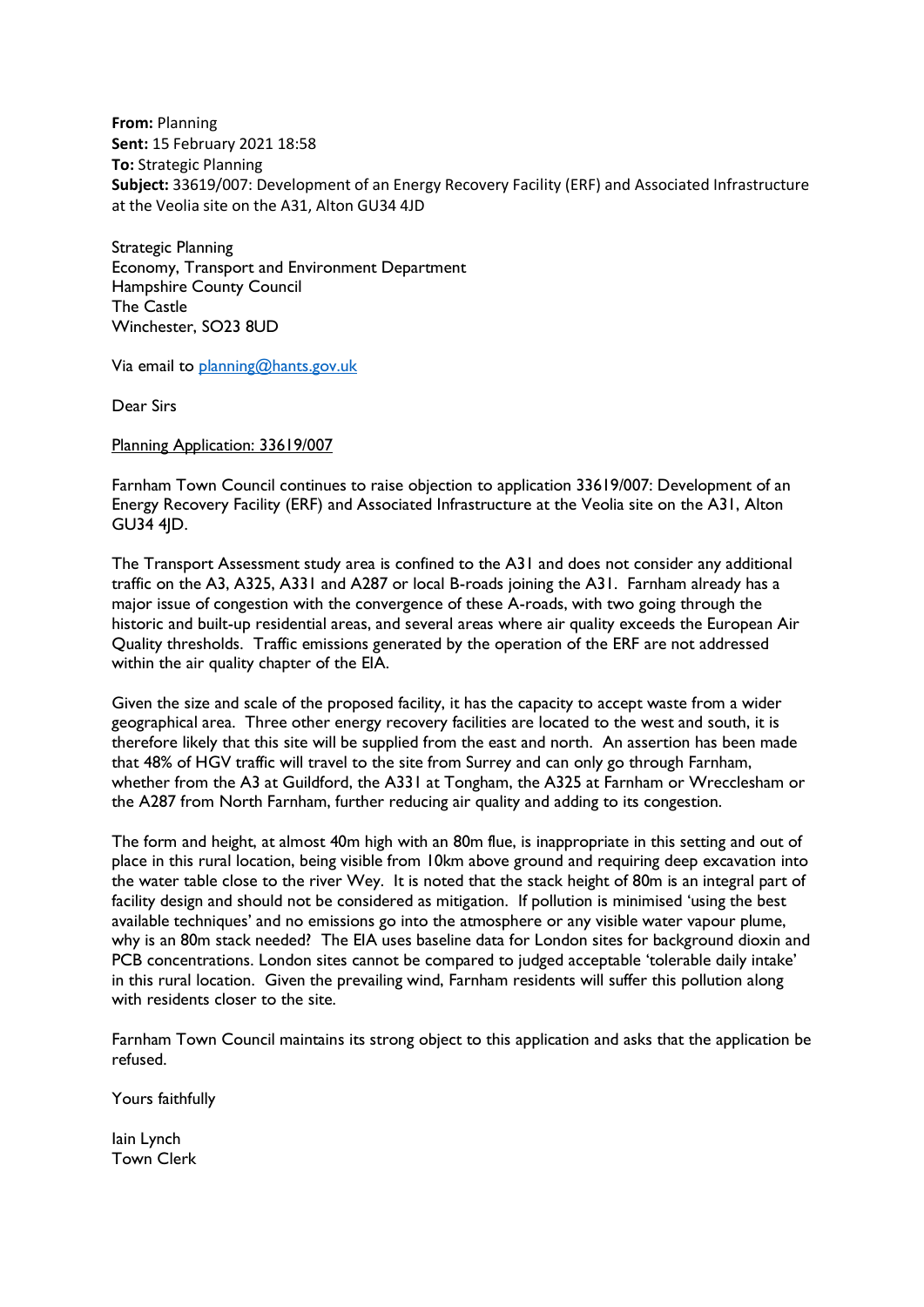**From:** Planning
**Sent:** 15 February 2021 18:58
**To:** Strategic Planning
**Subject:** 33619/007: Development of an Energy Recovery Facility (ERF) and Associated Infrastructure at the Veolia site on the A31, Alton GU34 4JD

Strategic Planning
Economy, Transport and Environment Department
Hampshire County Council
The Castle
Winchester, SO23 8UD

Via email to planning@hants.gov.uk

Dear Sirs

Planning Application: 33619/007

Farnham Town Council continues to raise objection to application 33619/007: Development of an Energy Recovery Facility (ERF) and Associated Infrastructure at the Veolia site on the A31, Alton GU34 4JD.

The Transport Assessment study area is confined to the A31 and does not consider any additional traffic on the A3, A325, A331 and A287 or local B-roads joining the A31. Farnham already has a major issue of congestion with the convergence of these A-roads, with two going through the historic and built-up residential areas, and several areas where air quality exceeds the European Air Quality thresholds. Traffic emissions generated by the operation of the ERF are not addressed within the air quality chapter of the EIA.

Given the size and scale of the proposed facility, it has the capacity to accept waste from a wider geographical area. Three other energy recovery facilities are located to the west and south, it is therefore likely that this site will be supplied from the east and north. An assertion has been made that 48% of HGV traffic will travel to the site from Surrey and can only go through Farnham, whether from the A3 at Guildford, the A331 at Tongham, the A325 at Farnham or Wrecclesham or the A287 from North Farnham, further reducing air quality and adding to its congestion.

The form and height, at almost 40m high with an 80m flue, is inappropriate in this setting and out of place in this rural location, being visible from 10km above ground and requiring deep excavation into the water table close to the river Wey. It is noted that the stack height of 80m is an integral part of facility design and should not be considered as mitigation. If pollution is minimised 'using the best available techniques' and no emissions go into the atmosphere or any visible water vapour plume, why is an 80m stack needed? The EIA uses baseline data for London sites for background dioxin and PCB concentrations. London sites cannot be compared to judged acceptable 'tolerable daily intake' in this rural location. Given the prevailing wind, Farnham residents will suffer this pollution along with residents closer to the site.

Farnham Town Council maintains its strong object to this application and asks that the application be refused.

Yours faithfully

Iain Lynch
Town Clerk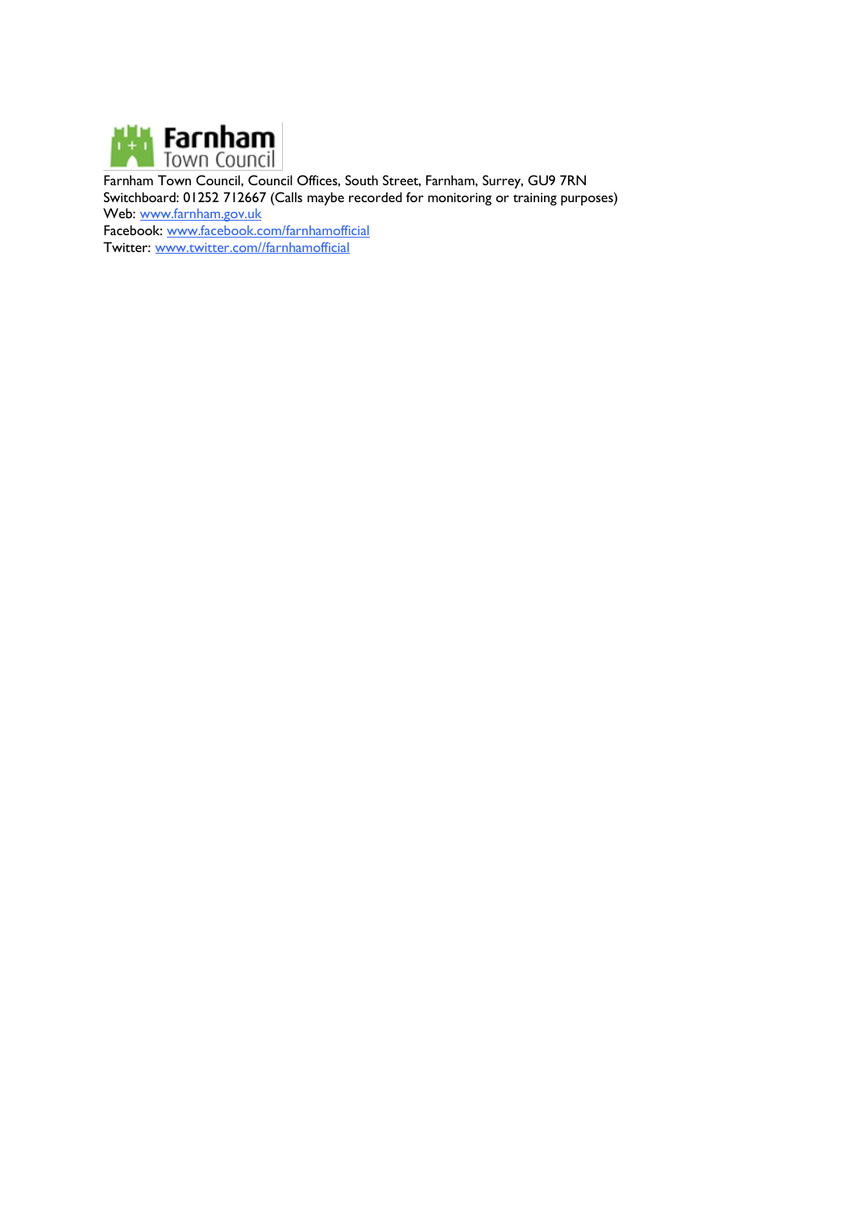Farnham Town Council

Farnham Town Council, Council Offices, South Street, Farnham, Surrey, GU9 7RN
Switchboard: 01252 712667 (Calls maybe recorded for monitoring or training purposes)
Web: www.farnham.gov.uk
Facebook: www.facebook.com/farnhamofficial
Twitter: www.twitter.com//farnhamofficial